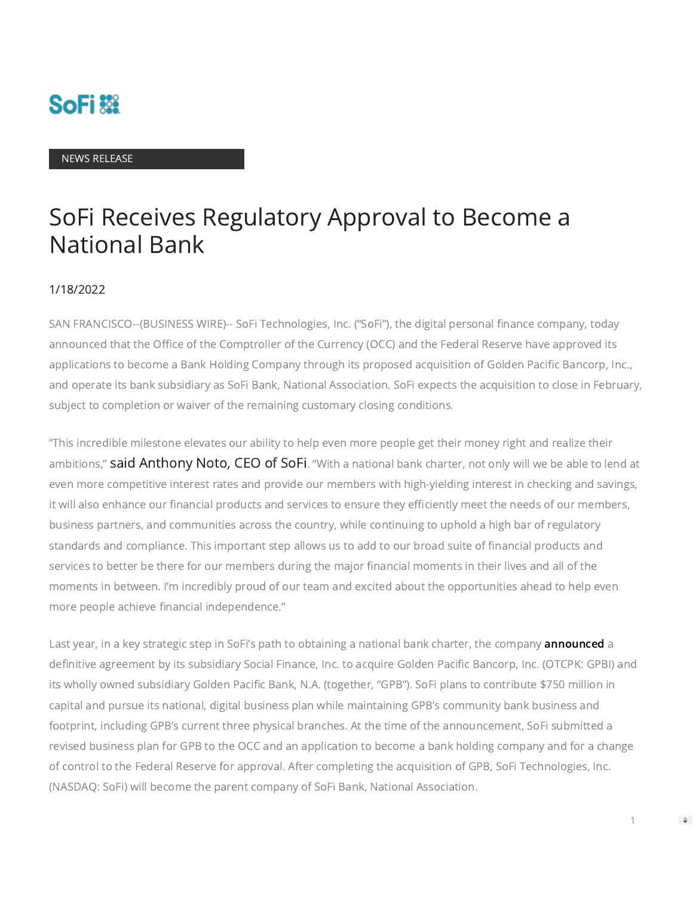NEWS RELEASE

# SoFi Receives Regulatory Approval to Become a National Bank

1/18/2022

SAN FRANCISCO--(BUSINESS WIRE)-- SoFi Technologies, Inc. ("SoFi"), the digital personal finance company, today announced that the Office of the Comptroller of the Currency (OCC) and the Federal Reserve have approved its applications to become a Bank Holding Company through its proposed acquisition of Golden Pacific Bancorp, Inc., and operate its bank subsidiary as SoFi Bank, National Association. SoFi expects the acquisition to close in February, subject to completion or waiver of the remaining customary closing conditions.

"This incredible milestone elevates our ability to help even more people get their money right and realize their ambitions," said Anthony Noto, CEO of SoFi. "With a national bank charter, not only will we be able to lend at even more competitive interest rates and provide our members with high-yielding interest in checking and savings, it will also enhance our financial products and services to ensure they efficiently meet the needs of our members, business partners, and communities across the country, while continuing to uphold a high bar of regulatory standards and compliance. This important step allows us to add to our broad suite of financial products and services to better be there for our members during the major financial moments in their lives and all of the moments in between. I'm incredibly proud of our team and excited about the opportunities ahead to help even more people achieve financial independence."

Last year, in a key strategic step in SoFi's path to obtaining a national bank charter, the company **announced** a definitive agreement by its subsidiary Social Finance, Inc. to acquire Golden Pacific Bancorp, Inc. (OTCPK: GPBI) and its wholly owned subsidiary Golden Pacific Bank, N.A. (together, "GPB"). SoFi plans to contribute $750 million in capital and pursue its national, digital business plan while maintaining GPB's community bank business and footprint, including GPB's current three physical branches. At the time of the announcement, SoFi submitted a revised business plan for GPB to the OCC and an application to become a bank holding company and for a change of control to the Federal Reserve for approval. After completing the acquisition of GPB, SoFi Technologies, Inc. (NASDAQ: SoFi) will become the parent company of SoFi Bank, National Association.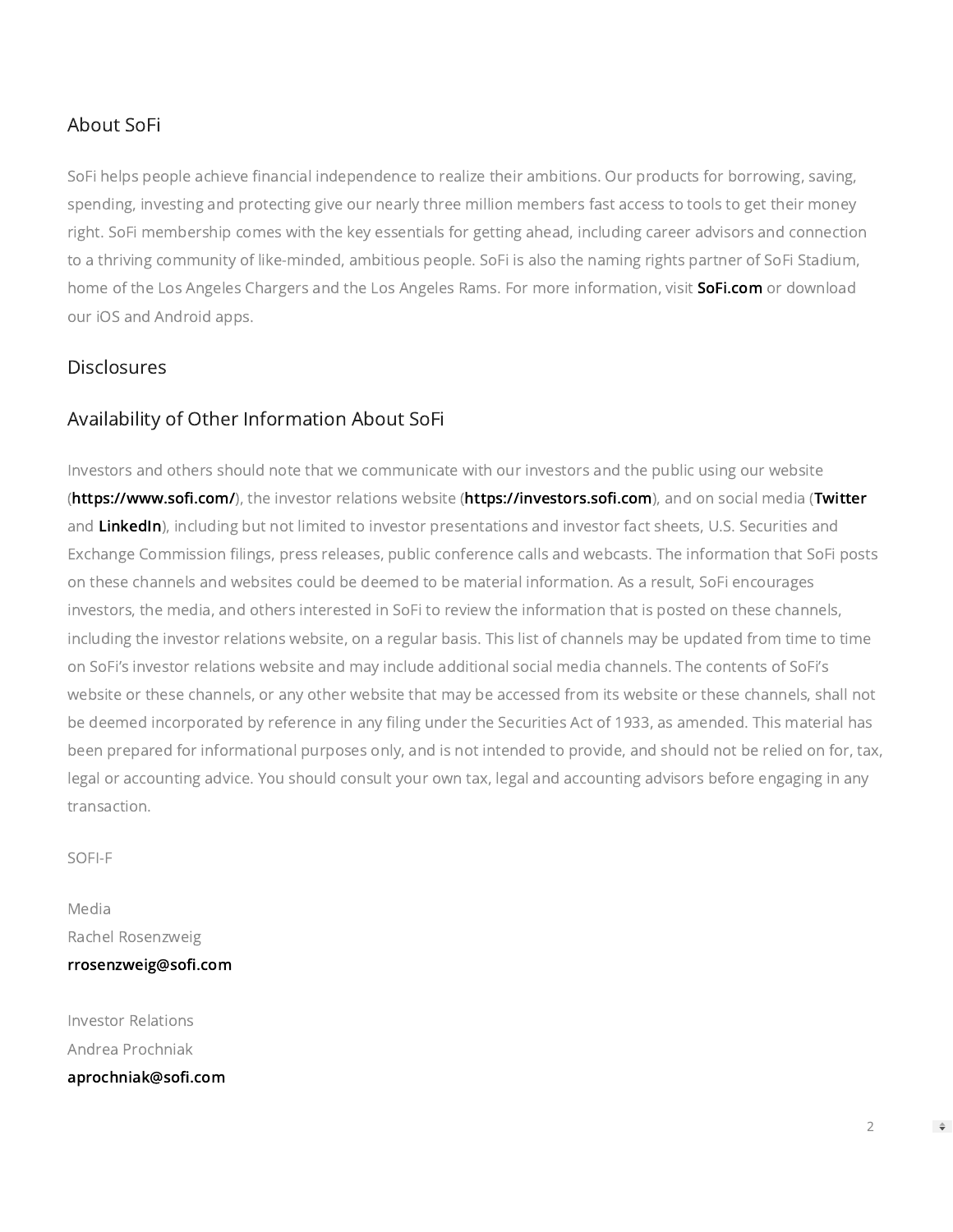## About SoFi

SoFi helps people achieve financial independence to realize their ambitions. Our products for borrowing, saving, spending, investing and protecting give our nearly three million members fast access to tools to get their money right. SoFi membership comes with the key essentials for getting ahead, including career advisors and connection to a thriving community of like-minded, ambitious people. SoFi is also the naming rights partner of SoFi Stadium, home of the Los Angeles Chargers and the Los Angeles Rams. For more information, visit **SoFi.com** or download our iOS and Android apps.

## Disclosures

## Availability of Other Information About SoFi

Investors and others should note that we communicate with our investors and the public using our website (**https://www.sofi.com/**), the investor relations website (**https://investors.sofi.com**), and on social media (**Twitter** and **LinkedIn**), including but not limited to investor presentations and investor fact sheets, U.S. Securities and Exchange Commission filings, press releases, public conference calls and webcasts. The information that SoFi posts on these channels and websites could be deemed to be material information. As a result, SoFi encourages investors, the media, and others interested in SoFi to review the information that is posted on these channels, including the investor relations website, on a regular basis. This list of channels may be updated from time to time on SoFi's investor relations website and may include additional social media channels. The contents of SoFi's website or these channels, or any other website that may be accessed from its website or these channels, shall not be deemed incorporated by reference in any filing under the Securities Act of 1933, as amended. This material has been prepared for informational purposes only, and is not intended to provide, and should not be relied on for, tax, legal or accounting advice. You should consult your own tax, legal and accounting advisors before engaging in any transaction.

SOFI-F

Media
Rachel Rosenzweig
**rrosenzweig@sofi.com**

Investor Relations
Andrea Prochniak
**aprochniak@sofi.com**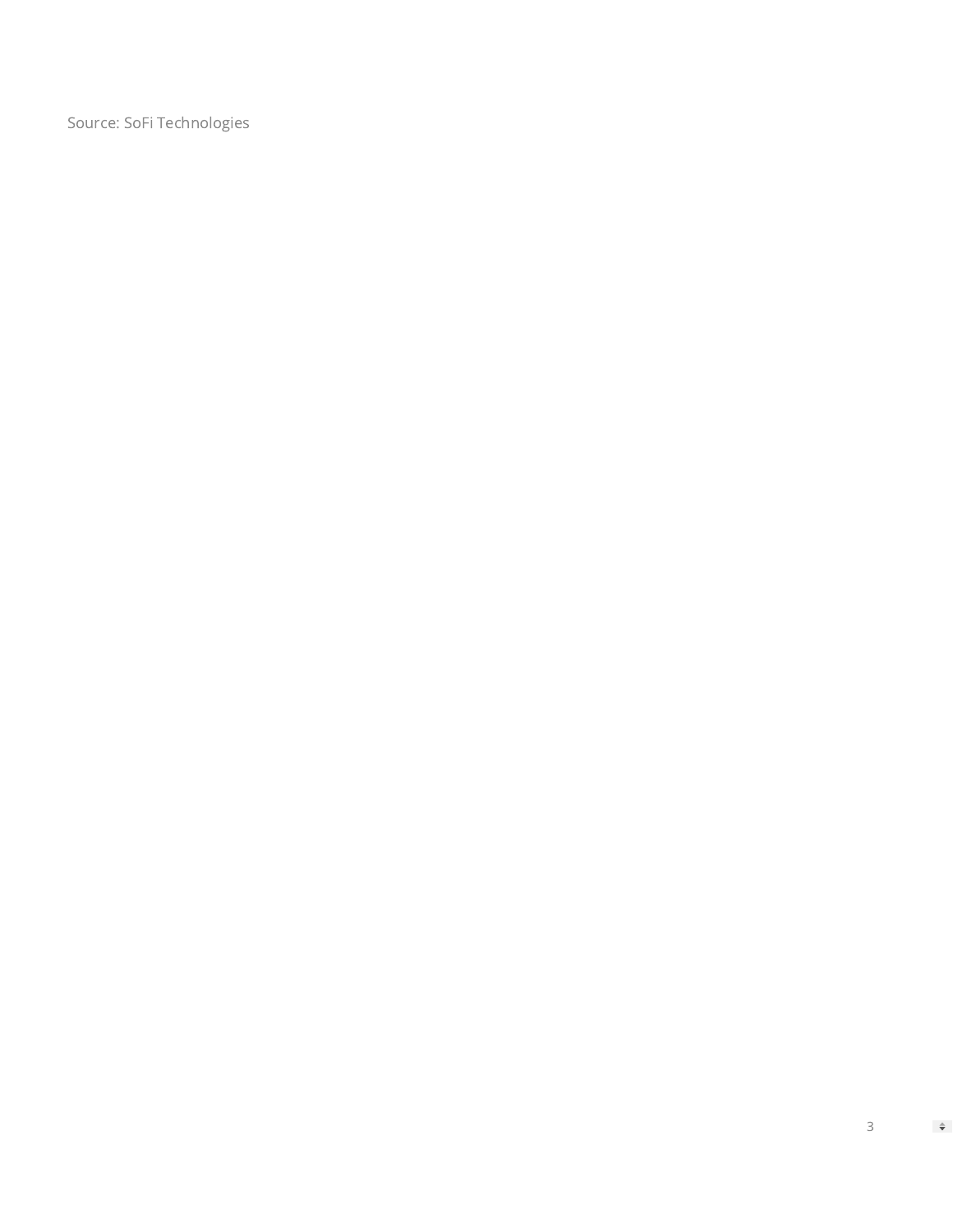Source: SoFi Technologies